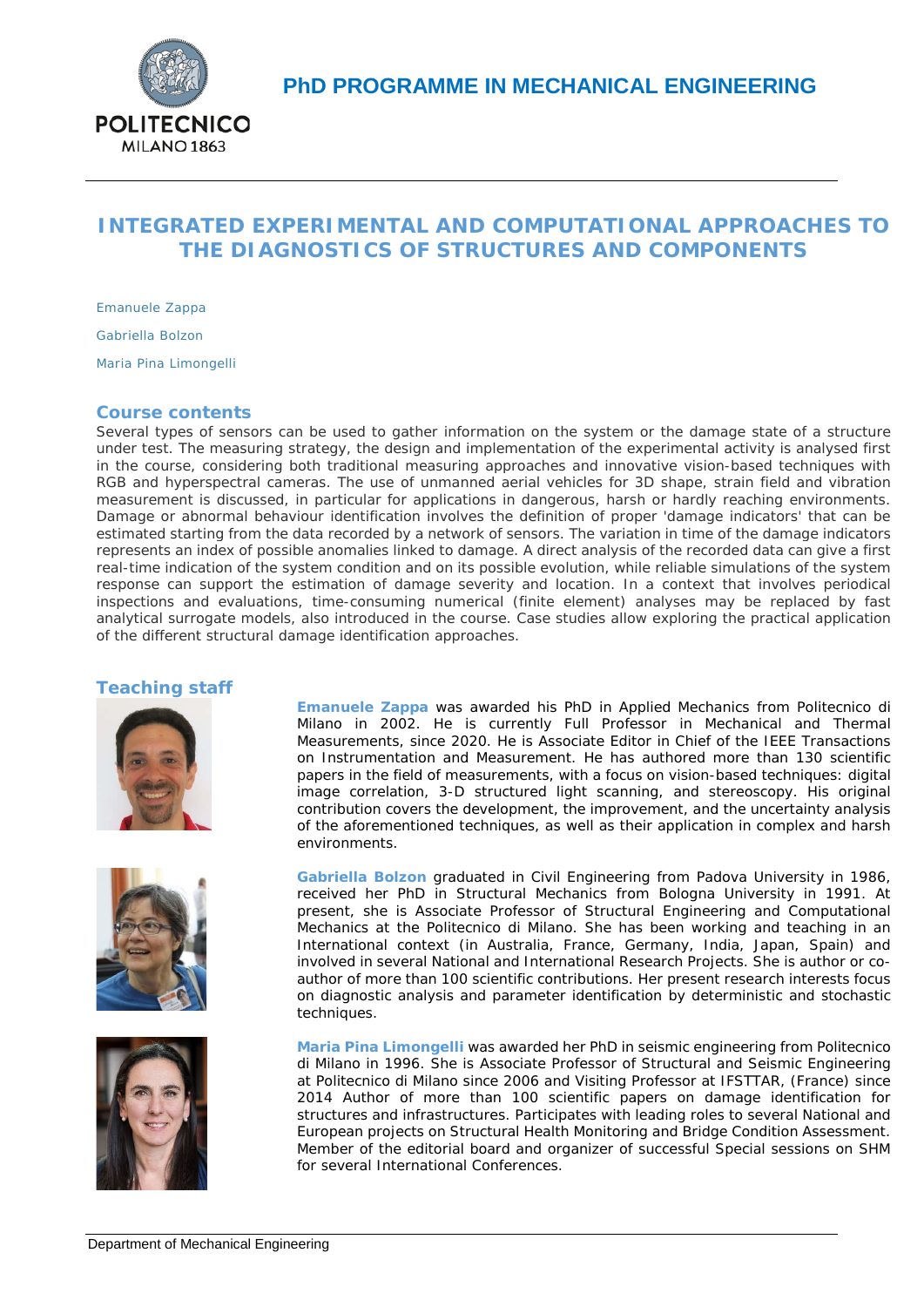PhD PROGRAMME IN MECHANICAL ENGINEERING

# INTEGRATED EXPERIMENTAL AND COMPUTATIONAL APPROACHES TO THE DIAGNOSTICS OF STRUCTURES AND COMPONENTS

Emanuele Zappa

Gabriella Bolzon

Maria Pina Limongelli

## Course contents

Several types of sensors can be used to gather information on the system or the damage state of a structure under test. The measuring strategy, the design and implementation of the experimental activity is analysed first in the course, considering both traditional measuring approaches and innovative vision-based techniques with RGB and hyperspectral cameras. The use of unmanned aerial vehicles for 3D shape, strain field and vibration measurement is discussed, in particular for applications in dangerous, harsh or hardly reaching environments. Damage or abnormal behaviour identification involves the definition of proper 'damage indicators' that can be estimated starting from the data recorded by a network of sensors. The variation in time of the damage indicators represents an index of possible anomalies linked to damage. A direct analysis of the recorded data can give a first real-time indication of the system condition and on its possible evolution, while reliable simulations of the system response can support the estimation of damage severity and location. In a context that involves periodical inspections and evaluations, time-consuming numerical (finite element) analyses may be replaced by fast analytical surrogate models, also introduced in the course. Case studies allow exploring the practical application of the different structural damage identification approaches.

## Teaching staff

**Emanuele Zappa** was awarded his PhD in Applied Mechanics from Politecnico di Milano in 2002. He is currently Full Professor in Mechanical and Thermal Measurements, since 2020. He is Associate Editor in Chief of the IEEE Transactions on Instrumentation and Measurement. He has authored more than 130 scientific papers in the field of measurements, with a focus on vision-based techniques: digital image correlation, 3-D structured light scanning, and stereoscopy. His original contribution covers the development, the improvement, and the uncertainty analysis of the aforementioned techniques, as well as their application in complex and harsh environments.

**Gabriella Bolzon** graduated in Civil Engineering from Padova University in 1986, received her PhD in Structural Mechanics from Bologna University in 1991. At present, she is Associate Professor of Structural Engineering and Computational Mechanics at the Politecnico di Milano. She has been working and teaching in an International context (in Australia, France, Germany, India, Japan, Spain) and involved in several National and International Research Projects. She is author or co-author of more than 100 scientific contributions. Her present research interests focus on diagnostic analysis and parameter identification by deterministic and stochastic techniques.

**Maria Pina Limongelli** was awarded her PhD in seismic engineering from Politecnico di Milano in 1996. She is Associate Professor of Structural and Seismic Engineering at Politecnico di Milano since 2006 and Visiting Professor at IFSTTAR, (France) since 2014 Author of more than 100 scientific papers on damage identification for structures and infrastructures. Participates with leading roles to several National and European projects on Structural Health Monitoring and Bridge Condition Assessment. Member of the editorial board and organizer of successful Special sessions on SHM for several International Conferences.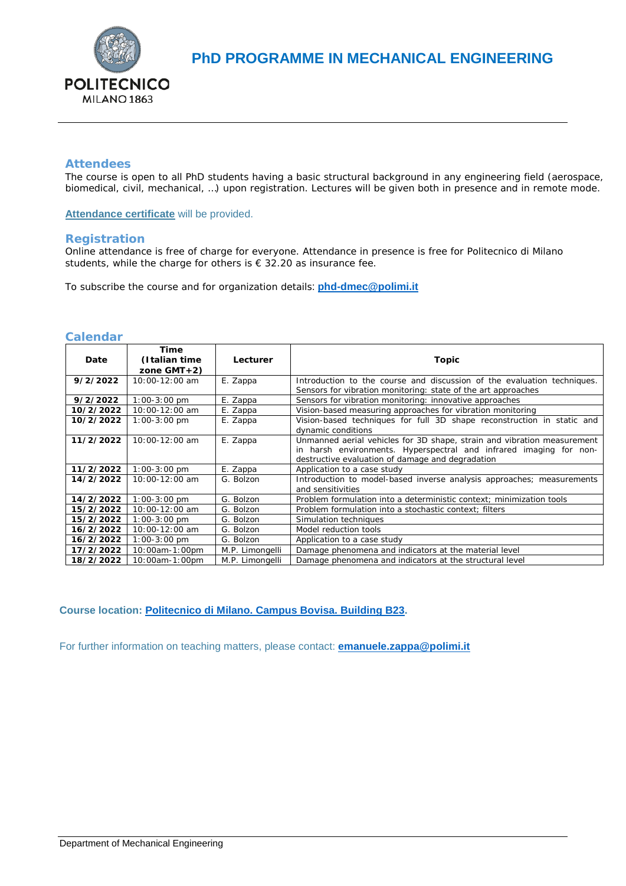# PhD PROGRAMME IN MECHANICAL ENGINEERING

## Attendees

The course is open to all PhD students having a basic structural background in any engineering field (aerospace, biomedical, civil, mechanical, …) upon registration. Lectures will be given both in presence and in remote mode.

**Attendance certificate** will be provided.

## Registration

Online attendance is free of charge for everyone. Attendance in presence is free for Politecnico di Milano students, while the charge for others is € 32.20 as insurance fee.

To subscribe the course and for organization details: **phd-dmec@polimi.it**

## Calendar

| Date | Time (Italian time zone GMT+2) | Lecturer | Topic |
|---|---|---|---|
| **9/2/2022** | 10:00-12:00 am | E. Zappa | Introduction to the course and discussion of the evaluation techniques. Sensors for vibration monitoring: state of the art approaches |
| **9/2/2022** | 1:00-3:00 pm | E. Zappa | Sensors for vibration monitoring: innovative approaches |
| **10/2/2022** | 10:00-12:00 am | E. Zappa | Vision-based measuring approaches for vibration monitoring |
| **10/2/2022** | 1:00-3:00 pm | E. Zappa | Vision-based techniques for full 3D shape reconstruction in static and dynamic conditions |
| **11/2/2022** | 10:00-12:00 am | E. Zappa | Unmanned aerial vehicles for 3D shape, strain and vibration measurement in harsh environments. Hyperspectral and infrared imaging for non-destructive evaluation of damage and degradation |
| **11/2/2022** | 1:00-3:00 pm | E. Zappa | Application to a case study |
| **14/2/2022** | 10:00-12:00 am | G. Bolzon | Introduction to model-based inverse analysis approaches; measurements and sensitivities |
| **14/2/2022** | 1:00-3:00 pm | G. Bolzon | Problem formulation into a deterministic context; minimization tools |
| **15/2/2022** | 10:00-12:00 am | G. Bolzon | Problem formulation into a stochastic context; filters |
| **15/2/2022** | 1:00-3:00 pm | G. Bolzon | Simulation techniques |
| **16/2/2022** | 10:00-12:00 am | G. Bolzon | Model reduction tools |
| **16/2/2022** | 1:00-3:00 pm | G. Bolzon | Application to a case study |
| **17/2/2022** | 10:00am-1:00pm | M.P. Limongelli | Damage phenomena and indicators at the material level |
| **18/2/2022** | 10:00am-1:00pm | M.P. Limongelli | Damage phenomena and indicators at the structural level |

**Course location: Politecnico di Milano. Campus Bovisa. Building B23.**

For further information on teaching matters, please contact: **emanuele.zappa@polimi.it**